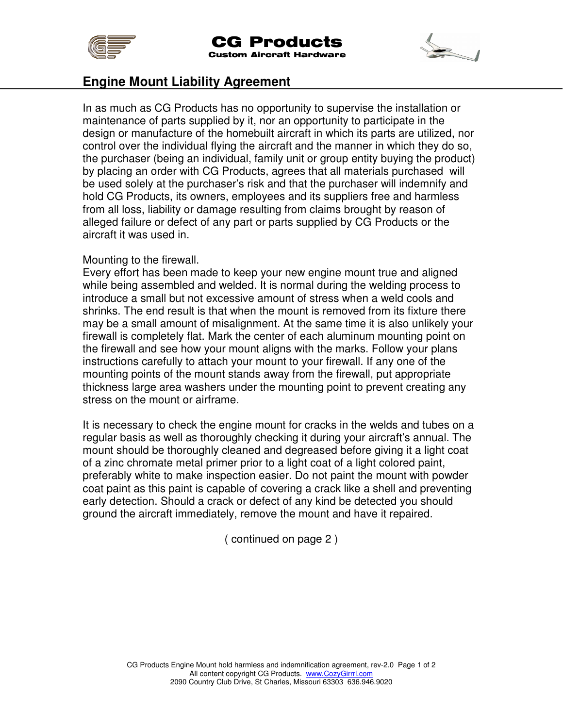# CG Products

**Custom Aircraft Hardware**

## Engine Mount Liability Agreement

In as much as CG Products has no opportunity to supervise the installation or maintenance of parts supplied by it, nor an opportunity to participate in the design or manufacture of the homebuilt aircraft in which its parts are utilized, nor control over the individual flying the aircraft and the manner in which they do so, the purchaser (being an individual, family unit or group entity buying the product) by placing an order with CG Products, agrees that all materials purchased will be used solely at the purchaser's risk and that the purchaser will indemnify and hold CG Products, its owners, employees and its suppliers free and harmless from all loss, liability or damage resulting from claims brought by reason of alleged failure or defect of any part or parts supplied by CG Products or the aircraft it was used in.

Mounting to the firewall.
Every effort has been made to keep your new engine mount true and aligned while being assembled and welded. It is normal during the welding process to introduce a small but not excessive amount of stress when a weld cools and shrinks. The end result is that when the mount is removed from its fixture there may be a small amount of misalignment. At the same time it is also unlikely your firewall is completely flat. Mark the center of each aluminum mounting point on the firewall and see how your mount aligns with the marks. Follow your plans instructions carefully to attach your mount to your firewall. If any one of the mounting points of the mount stands away from the firewall, put appropriate thickness large area washers under the mounting point to prevent creating any stress on the mount or airframe.

It is necessary to check the engine mount for cracks in the welds and tubes on a regular basis as well as thoroughly checking it during your aircraft's annual. The mount should be thoroughly cleaned and degreased before giving it a light coat of a zinc chromate metal primer prior to a light coat of a light colored paint, preferably white to make inspection easier. Do not paint the mount with powder coat paint as this paint is capable of covering a crack like a shell and preventing early detection. Should a crack or defect of any kind be detected you should ground the aircraft immediately, remove the mount and have it repaired.

( continued on page 2 )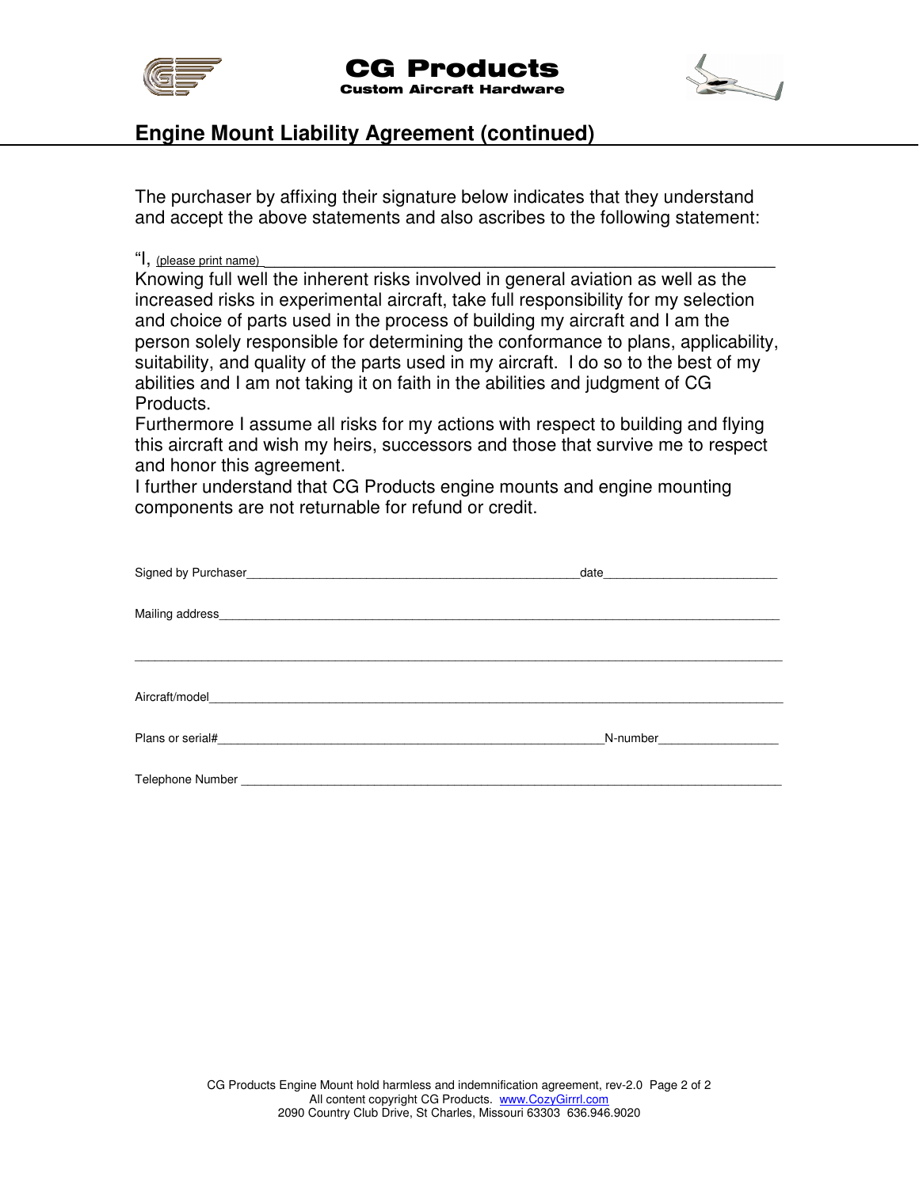CG Products
Custom Aircraft Hardware

## Engine Mount Liability Agreement (continued)

The purchaser by affixing their signature below indicates that they understand and accept the above statements and also ascribes to the following statement:

"I, (please print name) ______________________________________________

Knowing full well the inherent risks involved in general aviation as well as the increased risks in experimental aircraft, take full responsibility for my selection and choice of parts used in the process of building my aircraft and I am the person solely responsible for determining the conformance to plans, applicability, suitability, and quality of the parts used in my aircraft. I do so to the best of my abilities and I am not taking it on faith in the abilities and judgment of CG Products.

Furthermore I assume all risks for my actions with respect to building and flying this aircraft and wish my heirs, successors and those that survive me to respect and honor this agreement.

I further understand that CG Products engine mounts and engine mounting components are not returnable for refund or credit.

Signed by Purchaser_________________________________________________date_________________________

Mailing address_____________________________________________________________________________

_________________________________________________________________________________________

Aircraft/model______________________________________________________________________________

Plans or serial#_________________________________________________N-number__________________

Telephone Number __________________________________________________________________________

CG Products Engine Mount hold harmless and indemnification agreement, rev-2.0

All content copyright CG Products. www.CozyGirrrl.com

2090 Country Club Drive, St Charles, Missouri 63303 636.946.9020